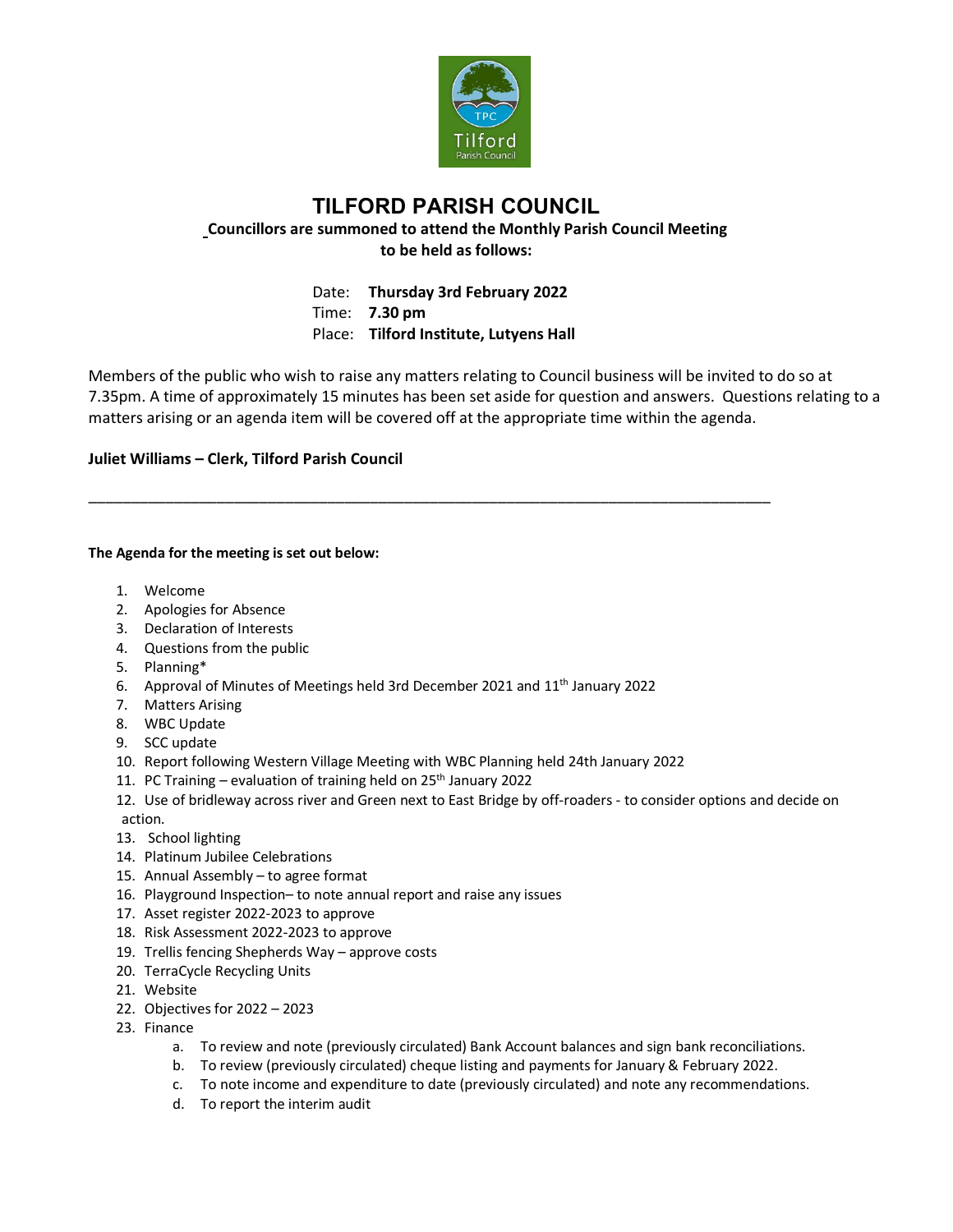# TILFORD PARISH COUNCIL

**Councillors are summoned to attend the Monthly Parish Council Meeting to be held as follows:**

Date: **Thursday 3rd February 2022**
Time: **7.30 pm**
Place: **Tilford Institute, Lutyens Hall**

Members of the public who wish to raise any matters relating to Council business will be invited to do so at 7.35pm. A time of approximately 15 minutes has been set aside for question and answers. Questions relating to a matters arising or an agenda item will be covered off at the appropriate time within the agenda.

**Juliet Williams – Clerk, Tilford Parish Council**

---

**The Agenda for the meeting is set out below:**

1. Welcome
2. Apologies for Absence
3. Declaration of Interests
4. Questions from the public
5. Planning*
6. Approval of Minutes of Meetings held 3rd December 2021 and 11th January 2022
7. Matters Arising
8. WBC Update
9. SCC update
10. Report following Western Village Meeting with WBC Planning held 24th January 2022
11. PC Training – evaluation of training held on 25th January 2022
12. Use of bridleway across river and Green next to East Bridge by off-roaders - to consider options and decide on action.
13. School lighting
14. Platinum Jubilee Celebrations
15. Annual Assembly – to agree format
16. Playground Inspection– to note annual report and raise any issues
17. Asset register 2022-2023 to approve
18. Risk Assessment 2022-2023 to approve
19. Trellis fencing Shepherds Way – approve costs
20. TerraCycle Recycling Units
21. Website
22. Objectives for 2022 – 2023
23. Finance
    a. To review and note (previously circulated) Bank Account balances and sign bank reconciliations.
    b. To review (previously circulated) cheque listing and payments for January & February 2022.
    c. To note income and expenditure to date (previously circulated) and note any recommendations.
    d. To report the interim audit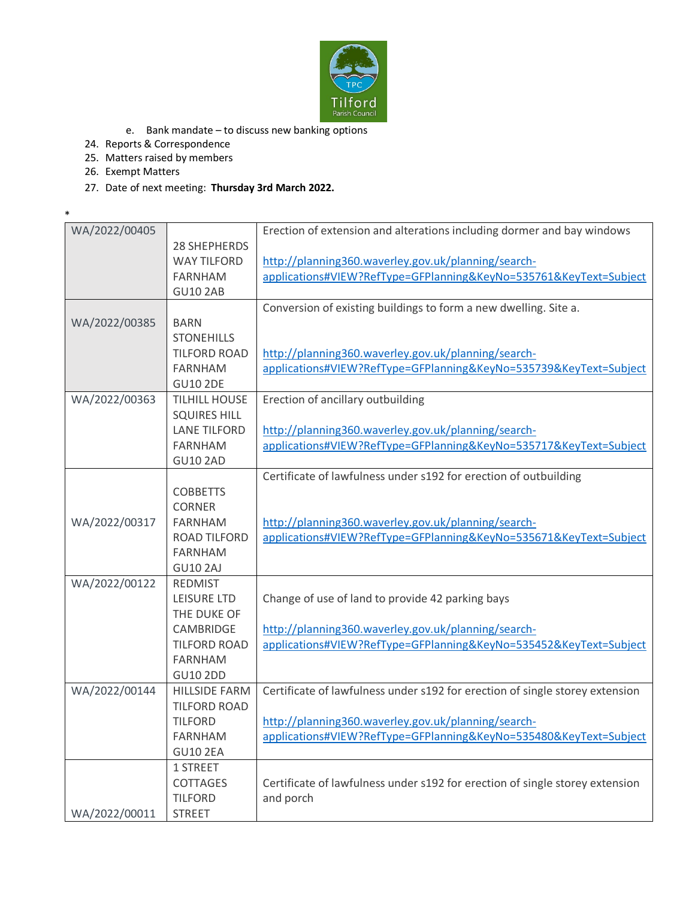e. Bank mandate – to discuss new banking options

24. Reports & Correspondence
25. Matters raised by members
26. Exempt Matters
27. Date of next meeting: **Thursday 3rd March 2022.**

*

| | | |
|---|---|---|
| WA/2022/00405 | 28 SHEPHERDS WAY TILFORD FARNHAM GU10 2AB | Erection of extension and alterations including dormer and bay windows<br><br>http://planning360.waverley.gov.uk/planning/search-applications#VIEW?RefType=GFPlanning&KeyNo=535761&KeyText=Subject |
| WA/2022/00385 | BARN STONEHILLS TILFORD ROAD FARNHAM GU10 2DE | Conversion of existing buildings to form a new dwelling. Site a.<br><br>http://planning360.waverley.gov.uk/planning/search-applications#VIEW?RefType=GFPlanning&KeyNo=535739&KeyText=Subject |
| WA/2022/00363 | TILHILL HOUSE SQUIRES HILL LANE TILFORD FARNHAM GU10 2AD | Erection of ancillary outbuilding<br><br>http://planning360.waverley.gov.uk/planning/search-applications#VIEW?RefType=GFPlanning&KeyNo=535717&KeyText=Subject |
| WA/2022/00317 | COBBETTS CORNER FARNHAM ROAD TILFORD FARNHAM GU10 2AJ | Certificate of lawfulness under s192 for erection of outbuilding<br><br>http://planning360.waverley.gov.uk/planning/search-applications#VIEW?RefType=GFPlanning&KeyNo=535671&KeyText=Subject |
| WA/2022/00122 | REDMIST LEISURE LTD THE DUKE OF CAMBRIDGE TILFORD ROAD FARNHAM GU10 2DD | Change of use of land to provide 42 parking bays<br><br>http://planning360.waverley.gov.uk/planning/search-applications#VIEW?RefType=GFPlanning&KeyNo=535452&KeyText=Subject |
| WA/2022/00144 | HILLSIDE FARM TILFORD ROAD TILFORD FARNHAM GU10 2EA | Certificate of lawfulness under s192 for erection of single storey extension<br><br>http://planning360.waverley.gov.uk/planning/search-applications#VIEW?RefType=GFPlanning&KeyNo=535480&KeyText=Subject |
| WA/2022/00011 | 1 STREET COTTAGES TILFORD STREET | Certificate of lawfulness under s192 for erection of single storey extension and porch |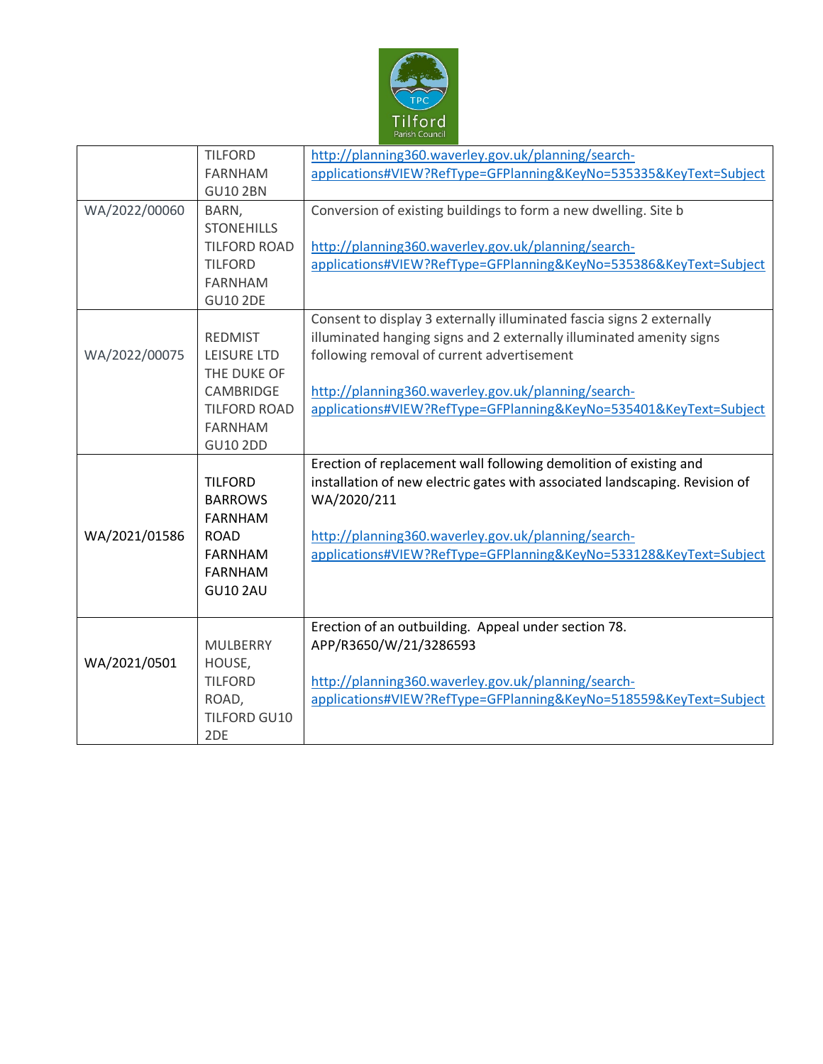| | | |
|---|---|---|
| | TILFORD FARNHAM GU10 2BN | http://planning360.waverley.gov.uk/planning/search-applications#VIEW?RefType=GFPlanning&KeyNo=535335&KeyText=Subject |
| WA/2022/00060 | BARN, STONEHILLS TILFORD ROAD TILFORD FARNHAM GU10 2DE | Conversion of existing buildings to form a new dwelling. Site b<br><br>http://planning360.waverley.gov.uk/planning/search-applications#VIEW?RefType=GFPlanning&KeyNo=535386&KeyText=Subject |
| WA/2022/00075 | REDMIST LEISURE LTD THE DUKE OF CAMBRIDGE TILFORD ROAD FARNHAM GU10 2DD | Consent to display 3 externally illuminated fascia signs 2 externally illuminated hanging signs and 2 externally illuminated amenity signs following removal of current advertisement<br><br>http://planning360.waverley.gov.uk/planning/search-applications#VIEW?RefType=GFPlanning&KeyNo=535401&KeyText=Subject |
| WA/2021/01586 | TILFORD BARROWS FARNHAM ROAD FARNHAM FARNHAM GU10 2AU | Erection of replacement wall following demolition of existing and installation of new electric gates with associated landscaping. Revision of WA/2020/211<br><br>http://planning360.waverley.gov.uk/planning/search-applications#VIEW?RefType=GFPlanning&KeyNo=533128&KeyText=Subject |
| WA/2021/0501 | MULBERRY HOUSE, TILFORD ROAD, TILFORD GU10 2DE | Erection of an outbuilding. Appeal under section 78. APP/R3650/W/21/3286593<br><br>http://planning360.waverley.gov.uk/planning/search-applications#VIEW?RefType=GFPlanning&KeyNo=518559&KeyText=Subject |